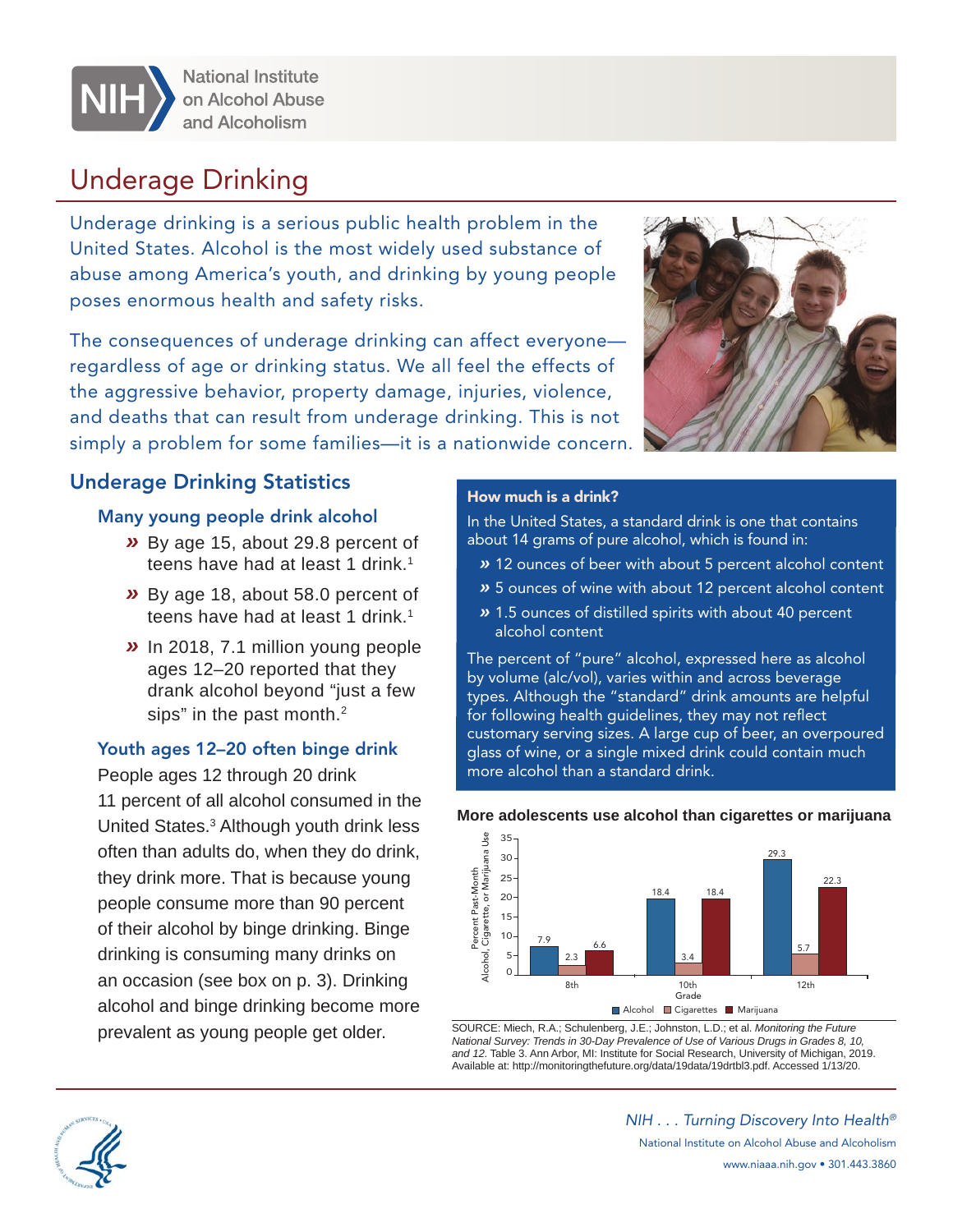National Institute on Alcohol Abuse and Alcoholism

# Underage Drinking

Underage drinking is a serious public health problem in the United States. Alcohol is the most widely used substance of abuse among America's youth, and drinking by young people poses enormous health and safety risks.

The consequences of underage drinking can affect everyone—regardless of age or drinking status. We all feel the effects of the aggressive behavior, property damage, injuries, violence, and deaths that can result from underage drinking. This is not simply a problem for some families—it is a nationwide concern.

## Underage Drinking Statistics

### Many young people drink alcohol

- By age 15, about 29.8 percent of teens have had at least 1 drink.[1]
- By age 18, about 58.0 percent of teens have had at least 1 drink.[1]
- In 2018, 7.1 million young people ages 12–20 reported that they drank alcohol beyond "just a few sips" in the past month.[2]

### Youth ages 12–20 often binge drink

People ages 12 through 20 drink 11 percent of all alcohol consumed in the United States.[3] Although youth drink less often than adults do, when they do drink, they drink more. That is because young people consume more than 90 percent of their alcohol by binge drinking. Binge drinking is consuming many drinks on an occasion (see box on p. 3). Drinking alcohol and binge drinking become more prevalent as young people get older.

**How much is a drink?**

In the United States, a standard drink is one that contains about 14 grams of pure alcohol, which is found in:

- 12 ounces of beer with about 5 percent alcohol content
- 5 ounces of wine with about 12 percent alcohol content
- 1.5 ounces of distilled spirits with about 40 percent alcohol content

The percent of "pure" alcohol, expressed here as alcohol by volume (alc/vol), varies within and across beverage types. Although the "standard" drink amounts are helpful for following health guidelines, they may not reflect customary serving sizes. A large cup of beer, an overpoured glass of wine, or a single mixed drink could contain much more alcohol than a standard drink.

**More adolescents use alcohol than cigarettes or marijuana**

Percent Past-Month Alcohol, Cigarette, or Marijuana Use

| Grade | Alcohol | Cigarettes | Marijuana |
|---|---|---|---|
| 8th | 7.9 | 2.3 | 6.6 |
| 10th | 18.4 | 3.4 | 18.4 |
| 12th | 29.3 | 5.7 | 22.3 |

SOURCE: Miech, R.A.; Schulenberg, J.E.; Johnston, L.D.; et al. *Monitoring the Future National Survey: Trends in 30-Day Prevalence of Use of Various Drugs in Grades 8, 10, and 12.* Table 3. Ann Arbor, MI: Institute for Social Research, University of Michigan, 2019. Available at: http://monitoringthefuture.org/data/19data/19drtbl3.pdf. Accessed 1/13/20.

*NIH . . . Turning Discovery Into Health®*

National Institute on Alcohol Abuse and Alcoholism

www.niaaa.nih.gov • 301.443.3860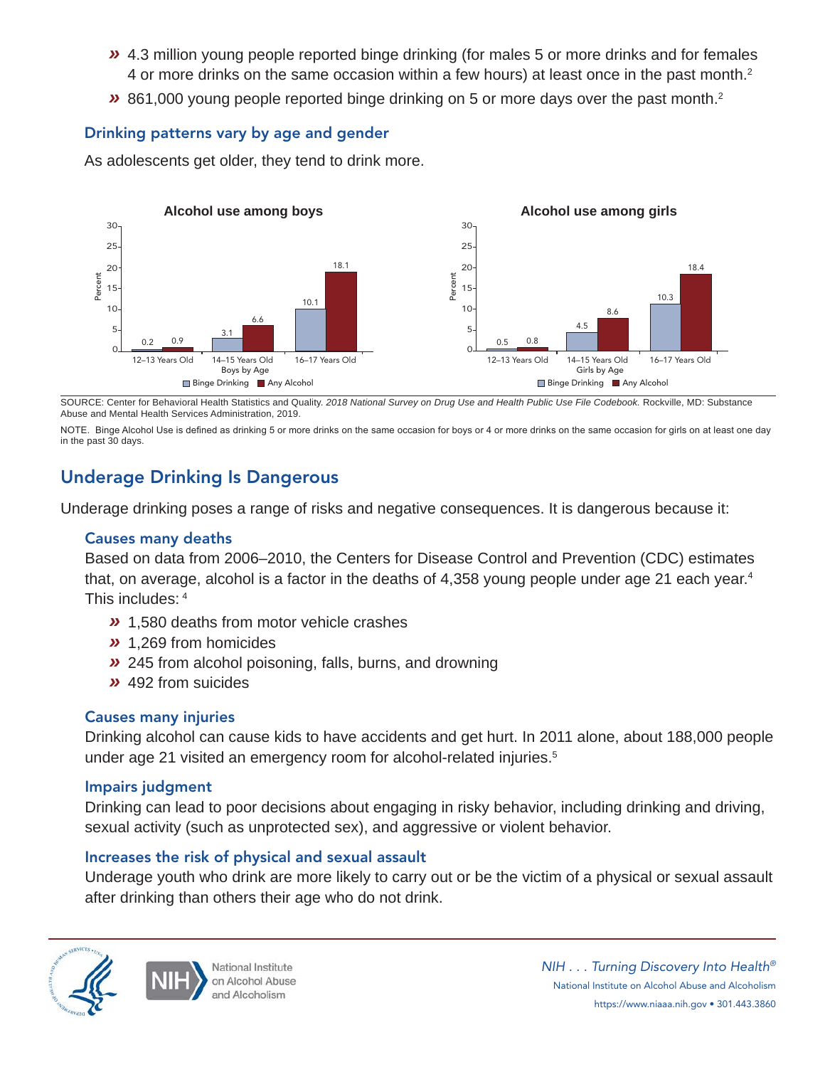- 4.3 million young people reported binge drinking (for males 5 or more drinks and for females 4 or more drinks on the same occasion within a few hours) at least once in the past month.[2]
- 861,000 young people reported binge drinking on 5 or more days over the past month.[2]

### Drinking patterns vary by age and gender

As adolescents get older, they tend to drink more.

**Alcohol use among boys** (Percent)

| Boys by Age | Binge Drinking | Any Alcohol |
| --- | --- | --- |
| 12–13 Years Old | 0.2 | 0.9 |
| 14–15 Years Old | 3.1 | 6.6 |
| 16–17 Years Old | 10.1 | 18.1 |

**Alcohol use among girls** (Percent)

| Girls by Age | Binge Drinking | Any Alcohol |
| --- | --- | --- |
| 12–13 Years Old | 0.5 | 0.8 |
| 14–15 Years Old | 4.5 | 8.6 |
| 16–17 Years Old | 10.3 | 18.4 |

SOURCE: Center for Behavioral Health Statistics and Quality. *2018 National Survey on Drug Use and Health Public Use File Codebook.* Rockville, MD: Substance Abuse and Mental Health Services Administration, 2019.

NOTE. Binge Alcohol Use is defined as drinking 5 or more drinks on the same occasion for boys or 4 or more drinks on the same occasion for girls on at least one day in the past 30 days.

## Underage Drinking Is Dangerous

Underage drinking poses a range of risks and negative consequences. It is dangerous because it:

### Causes many deaths

Based on data from 2006–2010, the Centers for Disease Control and Prevention (CDC) estimates that, on average, alcohol is a factor in the deaths of 4,358 young people under age 21 each year.[4] This includes:[4]

- 1,580 deaths from motor vehicle crashes
- 1,269 from homicides
- 245 from alcohol poisoning, falls, burns, and drowning
- 492 from suicides

### Causes many injuries

Drinking alcohol can cause kids to have accidents and get hurt. In 2011 alone, about 188,000 people under age 21 visited an emergency room for alcohol-related injuries.[5]

### Impairs judgment

Drinking can lead to poor decisions about engaging in risky behavior, including drinking and driving, sexual activity (such as unprotected sex), and aggressive or violent behavior.

### Increases the risk of physical and sexual assault

Underage youth who drink are more likely to carry out or be the victim of a physical or sexual assault after drinking than others their age who do not drink.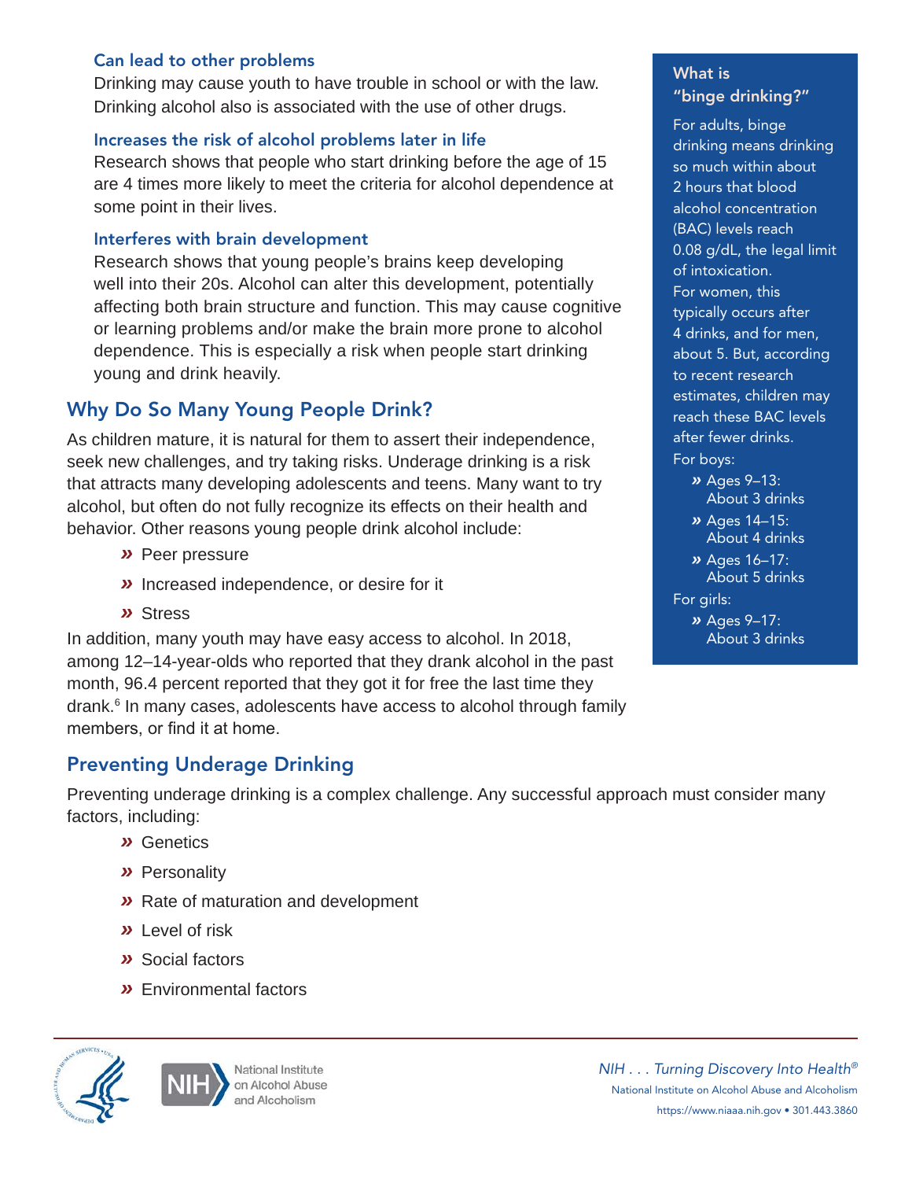### Can lead to other problems

Drinking may cause youth to have trouble in school or with the law. Drinking alcohol also is associated with the use of other drugs.

### Increases the risk of alcohol problems later in life

Research shows that people who start drinking before the age of 15 are 4 times more likely to meet the criteria for alcohol dependence at some point in their lives.

### Interferes with brain development

Research shows that young people's brains keep developing well into their 20s. Alcohol can alter this development, potentially affecting both brain structure and function. This may cause cognitive or learning problems and/or make the brain more prone to alcohol dependence. This is especially a risk when people start drinking young and drink heavily.

## Why Do So Many Young People Drink?

As children mature, it is natural for them to assert their independence, seek new challenges, and try taking risks. Underage drinking is a risk that attracts many developing adolescents and teens. Many want to try alcohol, but often do not fully recognize its effects on their health and behavior. Other reasons young people drink alcohol include:

- Peer pressure
- Increased independence, or desire for it
- Stress

In addition, many youth may have easy access to alcohol. In 2018, among 12–14-year-olds who reported that they drank alcohol in the past month, 96.4 percent reported that they got it for free the last time they drank.[6] In many cases, adolescents have access to alcohol through family members, or find it at home.

### What is "binge drinking?"

For adults, binge drinking means drinking so much within about 2 hours that blood alcohol concentration (BAC) levels reach 0.08 g/dL, the legal limit of intoxication. For women, this typically occurs after 4 drinks, and for men, about 5. But, according to recent research estimates, children may reach these BAC levels after fewer drinks.

For boys:

- Ages 9–13: About 3 drinks
- Ages 14–15: About 4 drinks
- Ages 16–17: About 5 drinks

For girls:

- Ages 9–17: About 3 drinks

## Preventing Underage Drinking

Preventing underage drinking is a complex challenge. Any successful approach must consider many factors, including:

- Genetics
- Personality
- Rate of maturation and development
- Level of risk
- Social factors
- Environmental factors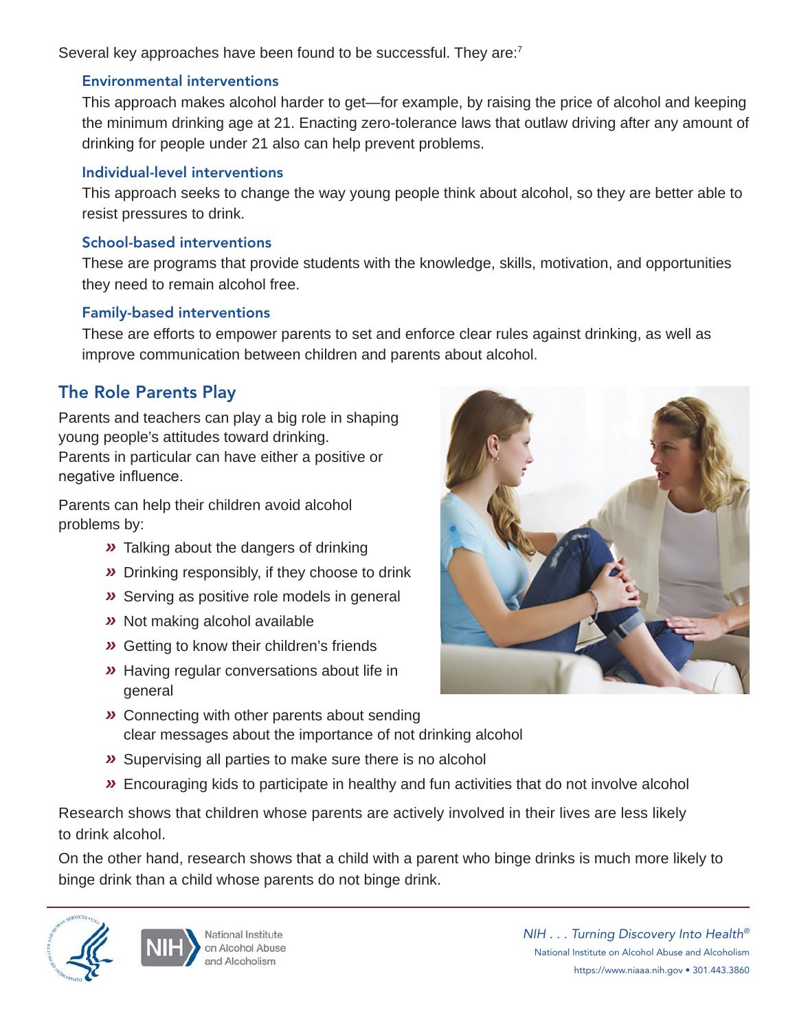Several key approaches have been found to be successful. They are:[7]

### Environmental interventions

This approach makes alcohol harder to get—for example, by raising the price of alcohol and keeping the minimum drinking age at 21. Enacting zero-tolerance laws that outlaw driving after any amount of drinking for people under 21 also can help prevent problems.

### Individual-level interventions

This approach seeks to change the way young people think about alcohol, so they are better able to resist pressures to drink.

### School-based interventions

These are programs that provide students with the knowledge, skills, motivation, and opportunities they need to remain alcohol free.

### Family-based interventions

These are efforts to empower parents to set and enforce clear rules against drinking, as well as improve communication between children and parents about alcohol.

## The Role Parents Play

Parents and teachers can play a big role in shaping young people's attitudes toward drinking. Parents in particular can have either a positive or negative influence.

Parents can help their children avoid alcohol problems by:

- Talking about the dangers of drinking
- Drinking responsibly, if they choose to drink
- Serving as positive role models in general
- Not making alcohol available
- Getting to know their children's friends
- Having regular conversations about life in general
- Connecting with other parents about sending clear messages about the importance of not drinking alcohol
- Supervising all parties to make sure there is no alcohol
- Encouraging kids to participate in healthy and fun activities that do not involve alcohol

Research shows that children whose parents are actively involved in their lives are less likely to drink alcohol.

On the other hand, research shows that a child with a parent who binge drinks is much more likely to binge drink than a child whose parents do not binge drink.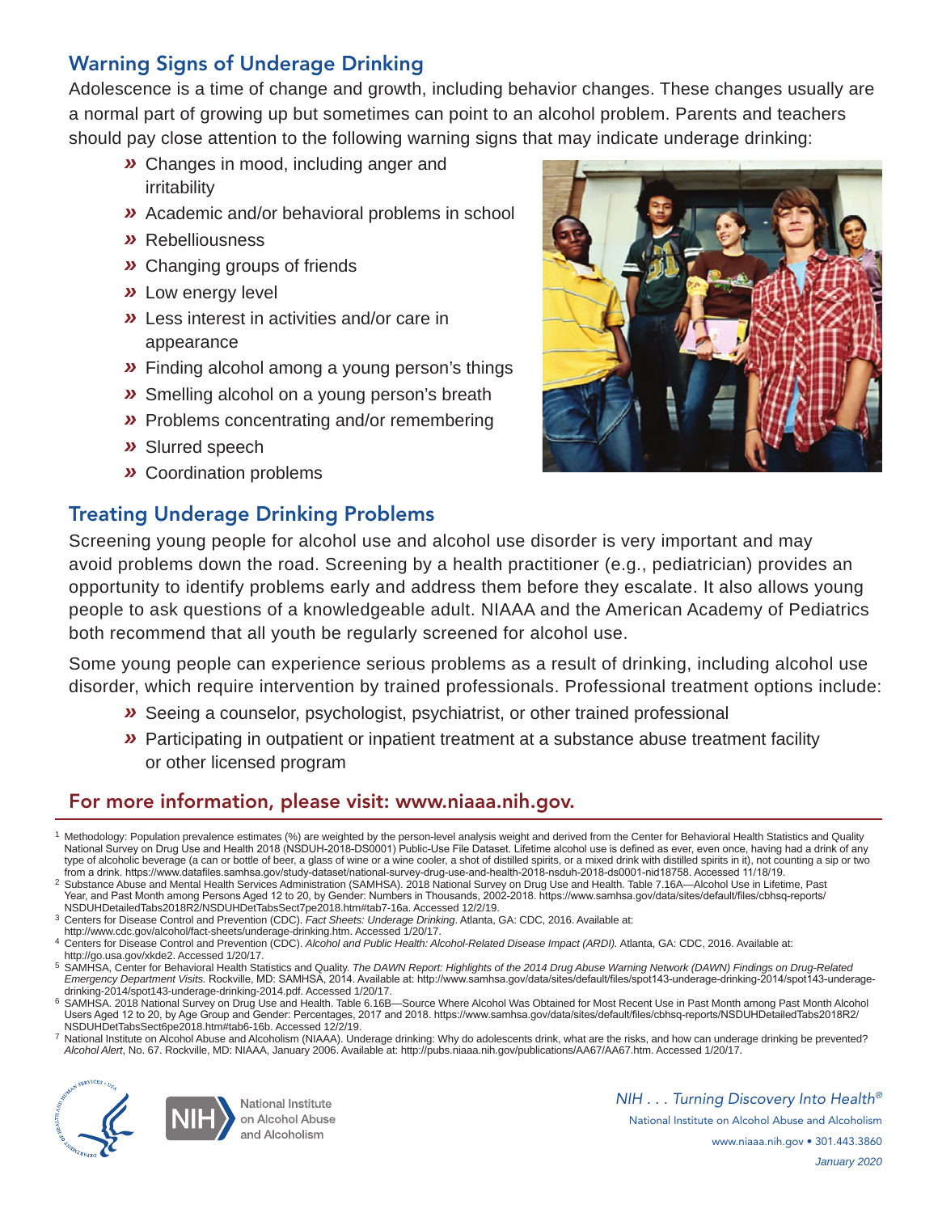## Warning Signs of Underage Drinking

Adolescence is a time of change and growth, including behavior changes. These changes usually are a normal part of growing up but sometimes can point to an alcohol problem. Parents and teachers should pay close attention to the following warning signs that may indicate underage drinking:

- Changes in mood, including anger and irritability
- Academic and/or behavioral problems in school
- Rebelliousness
- Changing groups of friends
- Low energy level
- Less interest in activities and/or care in appearance
- Finding alcohol among a young person's things
- Smelling alcohol on a young person's breath
- Problems concentrating and/or remembering
- Slurred speech
- Coordination problems

## Treating Underage Drinking Problems

Screening young people for alcohol use and alcohol use disorder is very important and may avoid problems down the road. Screening by a health practitioner (e.g., pediatrician) provides an opportunity to identify problems early and address them before they escalate. It also allows young people to ask questions of a knowledgeable adult. NIAAA and the American Academy of Pediatrics both recommend that all youth be regularly screened for alcohol use.

Some young people can experience serious problems as a result of drinking, including alcohol use disorder, which require intervention by trained professionals. Professional treatment options include:

- Seeing a counselor, psychologist, psychiatrist, or other trained professional
- Participating in outpatient or inpatient treatment at a substance abuse treatment facility or other licensed program

## For more information, please visit: www.niaaa.nih.gov.

[1] Methodology: Population prevalence estimates (%) are weighted by the person-level analysis weight and derived from the Center for Behavioral Health Statistics and Quality National Survey on Drug Use and Health 2018 (NSDUH-2018-DS0001) Public-Use File Dataset. Lifetime alcohol use is defined as ever, even once, having had a drink of any type of alcoholic beverage (a can or bottle of beer, a glass of wine or a wine cooler, a shot of distilled spirits, or a mixed drink with distilled spirits in it), not counting a sip or two from a drink. https://www.datafiles.samhsa.gov/study-dataset/national-survey-drug-use-and-health-2018-nsduh-2018-ds0001-nid18758. Accessed 11/18/19.

[2] Substance Abuse and Mental Health Services Administration (SAMHSA). 2018 National Survey on Drug Use and Health. Table 7.16A—Alcohol Use in Lifetime, Past Year, and Past Month among Persons Aged 12 to 20, by Gender: Numbers in Thousands, 2002-2018. https://www.samhsa.gov/data/sites/default/files/cbhsq-reports/NSDUHDetailedTabs2018R2/NSDUHDetTabsSect7pe2018.htm#tab7-16a. Accessed 12/2/19.

[3] Centers for Disease Control and Prevention (CDC). *Fact Sheets: Underage Drinking*. Atlanta, GA: CDC, 2016. Available at: http://www.cdc.gov/alcohol/fact-sheets/underage-drinking.htm. Accessed 1/20/17.

[4] Centers for Disease Control and Prevention (CDC). *Alcohol and Public Health: Alcohol-Related Disease Impact (ARDI).* Atlanta, GA: CDC, 2016. Available at: http://go.usa.gov/xkde2. Accessed 1/20/17.

[5] SAMHSA, Center for Behavioral Health Statistics and Quality. *The DAWN Report: Highlights of the 2014 Drug Abuse Warning Network (DAWN) Findings on Drug-Related Emergency Department Visits.* Rockville, MD: SAMHSA, 2014. Available at: http://www.samhsa.gov/data/sites/default/files/spot143-underage-drinking-2014/spot143-underage-drinking-2014.pdf. Accessed 1/20/17.

[6] SAMHSA. 2018 National Survey on Drug Use and Health. Table 6.16B—Source Where Alcohol Was Obtained for Most Recent Use in Past Month among Past Month Alcohol Users Aged 12 to 20, by Age Group and Gender: Percentages, 2017 and 2018. https://www.samhsa.gov/data/sites/default/files/cbhsq-reports/NSDUHDetailedTabs2018R2/NSDUHDetTabsSect6pe2018.htm#tab6-16b. Accessed 12/2/19.

[7] National Institute on Alcohol Abuse and Alcoholism (NIAAA). Underage drinking: Why do adolescents drink, what are the risks, and how can underage drinking be prevented? *Alcohol Alert*, No. 67. Rockville, MD: NIAAA, January 2006. Available at: http://pubs.niaaa.nih.gov/publications/AA67/AA67.htm. Accessed 1/20/17.

NIH National Institute on Alcohol Abuse and Alcoholism

*NIH . . . Turning Discovery Into Health®*

National Institute on Alcohol Abuse and Alcoholism

www.niaaa.nih.gov • 301.443.3860

*January 2020*